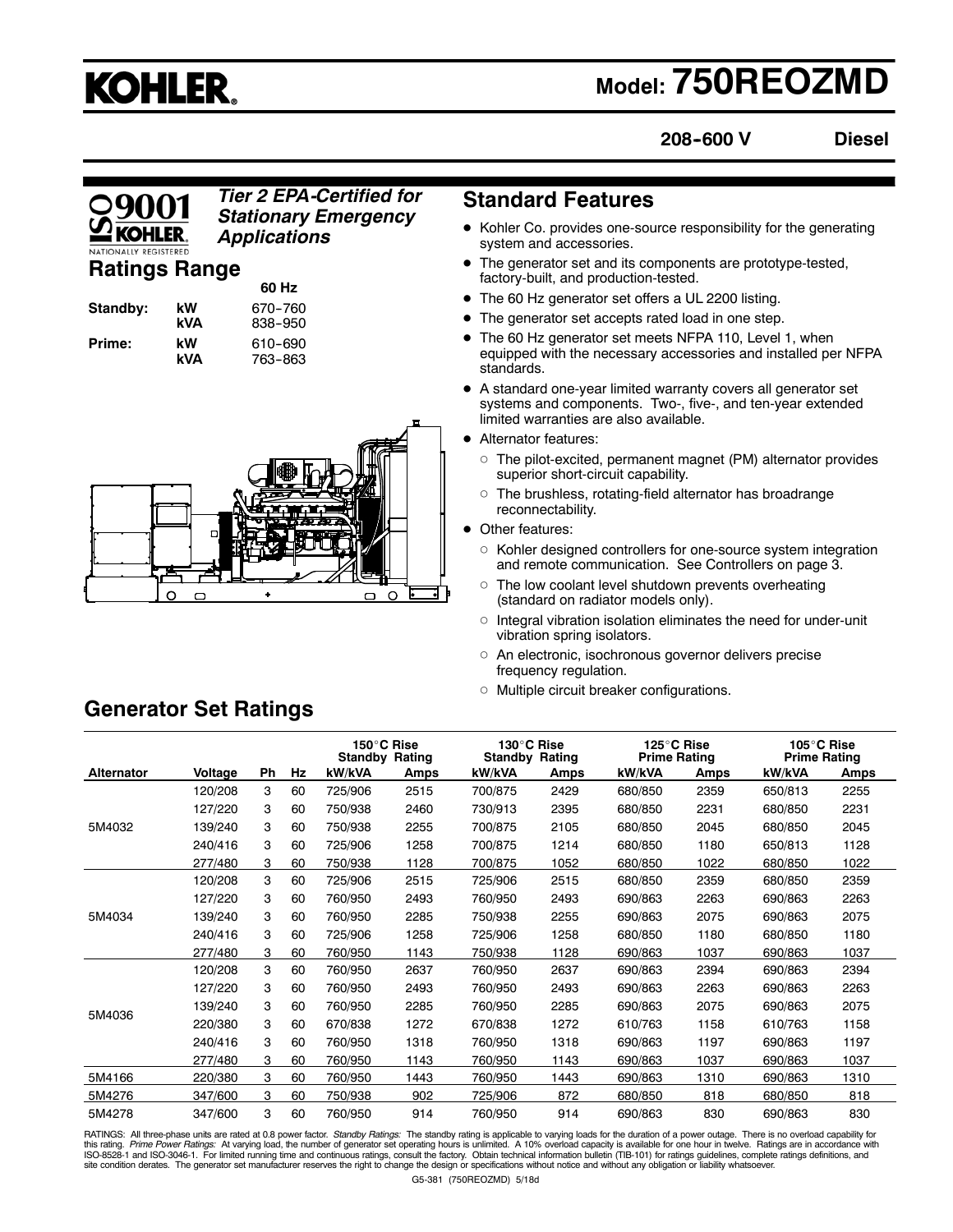# KOHLER

# Model: 750REOZMD

**208-600 V** **Diesel**

*Tier 2 EPA-Certified for Stationary Emergency Applications*

## Ratings Range

| | | 60 Hz |
|---|---|---|
| **Standby:** | **kW** | 670-760 |
| | **kVA** | 838-950 |
| **Prime:** | **kW** | 610-690 |
| | **kVA** | 763-863 |

## Standard Features

- Kohler Co. provides one-source responsibility for the generating system and accessories.
- The generator set and its components are prototype-tested, factory-built, and production-tested.
- The 60 Hz generator set offers a UL 2200 listing.
- The generator set accepts rated load in one step.
- The 60 Hz generator set meets NFPA 110, Level 1, when equipped with the necessary accessories and installed per NFPA standards.
- A standard one-year limited warranty covers all generator set systems and components. Two-, five-, and ten-year extended limited warranties are also available.
- Alternator features:
  - The pilot-excited, permanent magnet (PM) alternator provides superior short-circuit capability.
  - The brushless, rotating-field alternator has broadrange reconnectability.
- Other features:
  - Kohler designed controllers for one-source system integration and remote communication. See Controllers on page 3.
  - The low coolant level shutdown prevents overheating (standard on radiator models only).
  - Integral vibration isolation eliminates the need for under-unit vibration spring isolators.
  - An electronic, isochronous governor delivers precise frequency regulation.
  - Multiple circuit breaker configurations.

## Generator Set Ratings

| | | | | 150°C Rise Standby Rating | | 130°C Rise Standby Rating | | 125°C Rise Prime Rating | | 105°C Rise Prime Rating | |
|---|---|---|---|---|---|---|---|---|---|---|---|
| **Alternator** | **Voltage** | **Ph** | **Hz** | **kW/kVA** | **Amps** | **kW/kVA** | **Amps** | **kW/kVA** | **Amps** | **kW/kVA** | **Amps** |
| 5M4032 | 120/208 | 3 | 60 | 725/906 | 2515 | 700/875 | 2429 | 680/850 | 2359 | 650/813 | 2255 |
| | 127/220 | 3 | 60 | 750/938 | 2460 | 730/913 | 2395 | 680/850 | 2231 | 680/850 | 2231 |
| | 139/240 | 3 | 60 | 750/938 | 2255 | 700/875 | 2105 | 680/850 | 2045 | 680/850 | 2045 |
| | 240/416 | 3 | 60 | 725/906 | 1258 | 700/875 | 1214 | 680/850 | 1180 | 650/813 | 1128 |
| | 277/480 | 3 | 60 | 750/938 | 1128 | 700/875 | 1052 | 680/850 | 1022 | 680/850 | 1022 |
| 5M4034 | 120/208 | 3 | 60 | 725/906 | 2515 | 725/906 | 2515 | 680/850 | 2359 | 680/850 | 2359 |
| | 127/220 | 3 | 60 | 760/950 | 2493 | 760/950 | 2493 | 690/863 | 2263 | 690/863 | 2263 |
| | 139/240 | 3 | 60 | 760/950 | 2285 | 750/938 | 2255 | 690/863 | 2075 | 690/863 | 2075 |
| | 240/416 | 3 | 60 | 725/906 | 1258 | 725/906 | 1258 | 680/850 | 1180 | 680/850 | 1180 |
| | 277/480 | 3 | 60 | 760/950 | 1143 | 750/938 | 1128 | 690/863 | 1037 | 690/863 | 1037 |
| 5M4036 | 120/208 | 3 | 60 | 760/950 | 2637 | 760/950 | 2637 | 690/863 | 2394 | 690/863 | 2394 |
| | 127/220 | 3 | 60 | 760/950 | 2493 | 760/950 | 2493 | 690/863 | 2263 | 690/863 | 2263 |
| | 139/240 | 3 | 60 | 760/950 | 2285 | 760/950 | 2285 | 690/863 | 2075 | 690/863 | 2075 |
| | 220/380 | 3 | 60 | 670/838 | 1272 | 670/838 | 1272 | 610/763 | 1158 | 610/763 | 1158 |
| | 240/416 | 3 | 60 | 760/950 | 1318 | 760/950 | 1318 | 690/863 | 1197 | 690/863 | 1197 |
| | 277/480 | 3 | 60 | 760/950 | 1143 | 760/950 | 1143 | 690/863 | 1037 | 690/863 | 1037 |
| 5M4166 | 220/380 | 3 | 60 | 760/950 | 1443 | 760/950 | 1443 | 690/863 | 1310 | 690/863 | 1310 |
| 5M4276 | 347/600 | 3 | 60 | 750/938 | 902 | 725/906 | 872 | 680/850 | 818 | 680/850 | 818 |
| 5M4278 | 347/600 | 3 | 60 | 760/950 | 914 | 760/950 | 914 | 690/863 | 830 | 690/863 | 830 |

RATINGS: All three-phase units are rated at 0.8 power factor. *Standby Ratings:* The standby rating is applicable to varying loads for the duration of a power outage. There is no overload capability for this rating. *Prime Power Ratings:* At varying load, the number of generator set operating hours is unlimited. A 10% overload capacity is available for one hour in twelve. Ratings are in accordance with ISO-8528-1 and ISO-3046-1. For limited running time and continuous ratings, consult the factory. Obtain technical information bulletin (TIB-101) for ratings guidelines, complete ratings definitions, and site condition derates. The generator set manufacturer reserves the right to change the design or specifications without notice and without any obligation or liability whatsoever.

G5-381 (750REOZMD) 5/18d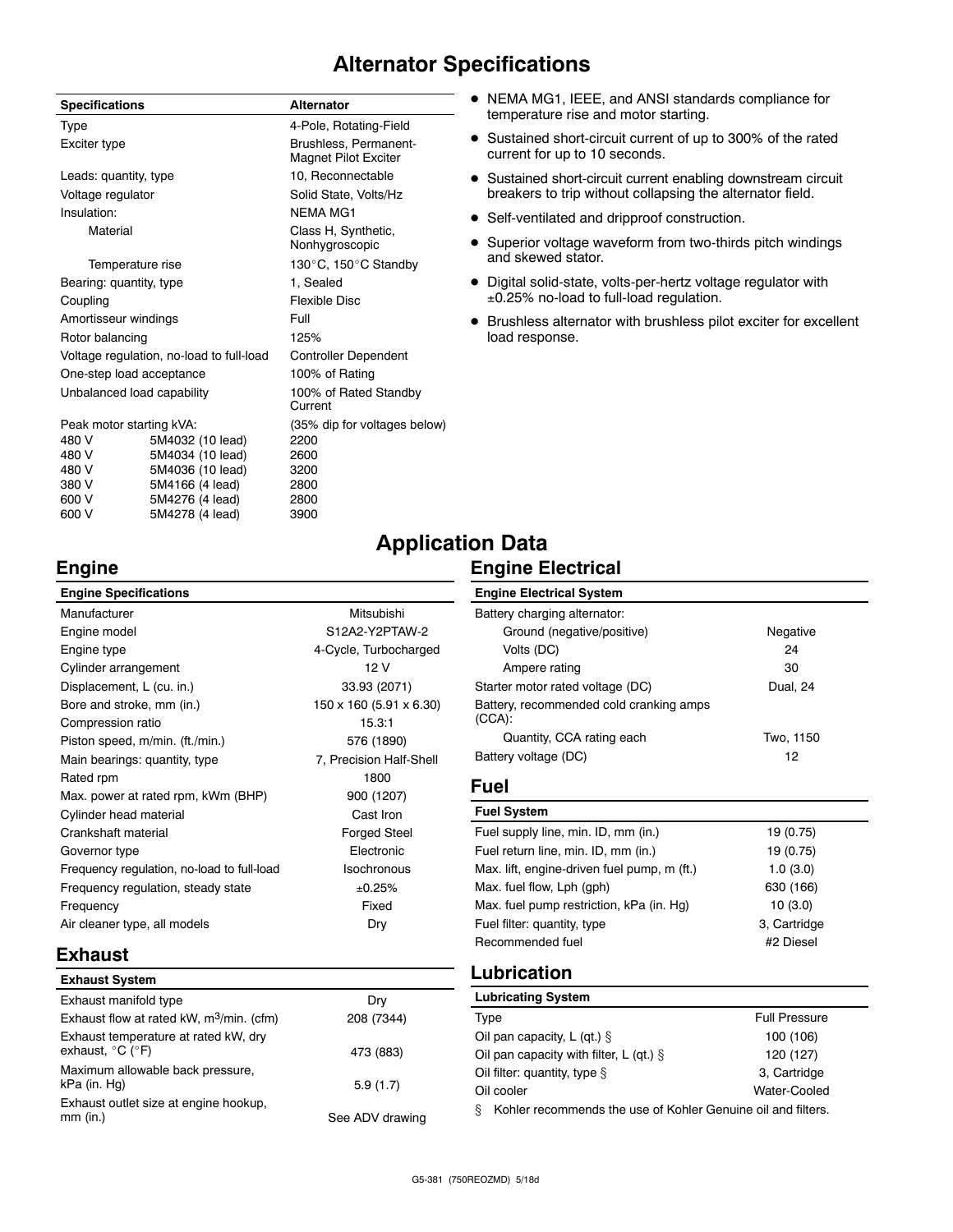# Alternator Specifications

| Specifications | Alternator |
|---|---|
| Type | 4-Pole, Rotating-Field |
| Exciter type | Brushless, Permanent-Magnet Pilot Exciter |
| Leads: quantity, type | 10, Reconnectable |
| Voltage regulator | Solid State, Volts/Hz |
| Insulation: | NEMA MG1 |
| Material | Class H, Synthetic, Nonhygroscopic |
| Temperature rise | 130°C, 150°C Standby |
| Bearing: quantity, type | 1, Sealed |
| Coupling | Flexible Disc |
| Amortisseur windings | Full |
| Rotor balancing | 125% |
| Voltage regulation, no-load to full-load | Controller Dependent |
| One-step load acceptance | 100% of Rating |
| Unbalanced load capability | 100% of Rated Standby Current |
| Peak motor starting kVA: | (35% dip for voltages below) |
| 480 V 5M4032 (10 lead) | 2200 |
| 480 V 5M4034 (10 lead) | 2600 |
| 480 V 5M4036 (10 lead) | 3200 |
| 380 V 5M4166 (4 lead) | 2800 |
| 600 V 5M4276 (4 lead) | 2800 |
| 600 V 5M4278 (4 lead) | 3900 |

- NEMA MG1, IEEE, and ANSI standards compliance for temperature rise and motor starting.
- Sustained short-circuit current of up to 300% of the rated current for up to 10 seconds.
- Sustained short-circuit current enabling downstream circuit breakers to trip without collapsing the alternator field.
- Self-ventilated and dripproof construction.
- Superior voltage waveform from two-thirds pitch windings and skewed stator.
- Digital solid-state, volts-per-hertz voltage regulator with ±0.25% no-load to full-load regulation.
- Brushless alternator with brushless pilot exciter for excellent load response.

# Application Data

## Engine

| Engine Specifications | |
|---|---|
| Manufacturer | Mitsubishi |
| Engine model | S12A2-Y2PTAW-2 |
| Engine type | 4-Cycle, Turbocharged |
| Cylinder arrangement | 12 V |
| Displacement, L (cu. in.) | 33.93 (2071) |
| Bore and stroke, mm (in.) | 150 x 160 (5.91 x 6.30) |
| Compression ratio | 15.3:1 |
| Piston speed, m/min. (ft./min.) | 576 (1890) |
| Main bearings: quantity, type | 7, Precision Half-Shell |
| Rated rpm | 1800 |
| Max. power at rated rpm, kWm (BHP) | 900 (1207) |
| Cylinder head material | Cast Iron |
| Crankshaft material | Forged Steel |
| Governor type | Electronic |
| Frequency regulation, no-load to full-load | Isochronous |
| Frequency regulation, steady state | ±0.25% |
| Frequency | Fixed |
| Air cleaner type, all models | Dry |

## Exhaust

| Exhaust System | |
|---|---|
| Exhaust manifold type | Dry |
| Exhaust flow at rated kW, $m^3$/min. (cfm) | 208 (7344) |
| Exhaust temperature at rated kW, dry exhaust, °C (°F) | 473 (883) |
| Maximum allowable back pressure, kPa (in. Hg) | 5.9 (1.7) |
| Exhaust outlet size at engine hookup, mm (in.) | See ADV drawing |

## Engine Electrical

| Engine Electrical System | |
|---|---|
| Battery charging alternator: | |
| Ground (negative/positive) | Negative |
| Volts (DC) | 24 |
| Ampere rating | 30 |
| Starter motor rated voltage (DC) | Dual, 24 |
| Battery, recommended cold cranking amps (CCA): | |
| Quantity, CCA rating each | Two, 1150 |
| Battery voltage (DC) | 12 |

## Fuel

| Fuel System | |
|---|---|
| Fuel supply line, min. ID, mm (in.) | 19 (0.75) |
| Fuel return line, min. ID, mm (in.) | 19 (0.75) |
| Max. lift, engine-driven fuel pump, m (ft.) | 1.0 (3.0) |
| Max. fuel flow, Lph (gph) | 630 (166) |
| Max. fuel pump restriction, kPa (in. Hg) | 10 (3.0) |
| Fuel filter: quantity, type | 3, Cartridge |
| Recommended fuel | #2 Diesel |

## Lubrication

| Lubricating System | |
|---|---|
| Type | Full Pressure |
| Oil pan capacity, L (qt.) § | 100 (106) |
| Oil pan capacity with filter, L (qt.) § | 120 (127) |
| Oil filter: quantity, type § | 3, Cartridge |
| Oil cooler | Water-Cooled |

§ Kohler recommends the use of Kohler Genuine oil and filters.

G5-381 (750REOZMD) 5/18d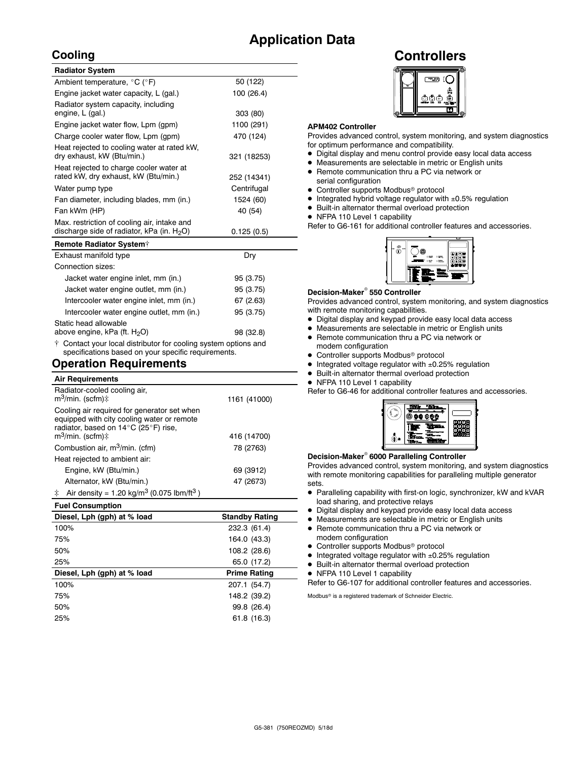# Application Data

## Cooling

| Radiator System | |
|---|---|
| Ambient temperature, °C (°F) | 50 (122) |
| Engine jacket water capacity, L (gal.) | 100 (26.4) |
| Radiator system capacity, including engine, L (gal.) | 303 (80) |
| Engine jacket water flow, Lpm (gpm) | 1100 (291) |
| Charge cooler water flow, Lpm (gpm) | 470 (124) |
| Heat rejected to cooling water at rated kW, dry exhaust, kW (Btu/min.) | 321 (18253) |
| Heat rejected to charge cooler water at rated kW, dry exhaust, kW (Btu/min.) | 252 (14341) |
| Water pump type | Centrifugal |
| Fan diameter, including blades, mm (in.) | 1524 (60) |
| Fan kWm (HP) | 40 (54) |
| Max. restriction of cooling air, intake and discharge side of radiator, kPa (in. $H_2O$) | 0.125 (0.5) |

| Remote Radiator System† | |
|---|---|
| Exhaust manifold type | Dry |
| Connection sizes: | |
| Jacket water engine inlet, mm (in.) | 95 (3.75) |
| Jacket water engine outlet, mm (in.) | 95 (3.75) |
| Intercooler water engine inlet, mm (in.) | 67 (2.63) |
| Intercooler water engine outlet, mm (in.) | 95 (3.75) |
| Static head allowable above engine, kPa (ft. $H_2O$) | 98 (32.8) |

† Contact your local distributor for cooling system options and specifications based on your specific requirements.

## Operation Requirements

| Air Requirements | |
|---|---|
| Radiator-cooled cooling air, $m^3$/min. (scfm)‡ | 1161 (41000) |
| Cooling air required for generator set when equipped with city cooling water or remote radiator, based on 14°C (25°F) rise, $m^3$/min. (scfm)‡ | 416 (14700) |
| Combustion air, $m^3$/min. (cfm) | 78 (2763) |
| Heat rejected to ambient air: | |
| Engine, kW (Btu/min.) | 69 (3912) |
| Alternator, kW (Btu/min.) | 47 (2673) |

‡ Air density = 1.20 kg/$m^3$ (0.075 lbm/$ft^3$)

**Fuel Consumption**

| Diesel, Lph (gph) at % load | Standby Rating |
|---|---|
| 100% | 232.3 (61.4) |
| 75% | 164.0 (43.3) |
| 50% | 108.2 (28.6) |
| 25% | 65.0 (17.2) |
| **Diesel, Lph (gph) at % load** | **Prime Rating** |
| 100% | 207.1 (54.7) |
| 75% | 148.2 (39.2) |
| 50% | 99.8 (26.4) |
| 25% | 61.8 (16.3) |

# Controllers

**APM402 Controller**

Provides advanced control, system monitoring, and system diagnostics for optimum performance and compatibility.

- Digital display and menu control provide easy local data access
- Measurements are selectable in metric or English units
- Remote communication thru a PC via network or serial configuration
- Controller supports Modbus® protocol
- Integrated hybrid voltage regulator with ±0.5% regulation
- Built-in alternator thermal overload protection
- NFPA 110 Level 1 capability

Refer to G6-161 for additional controller features and accessories.

**Decision-Maker® 550 Controller**

Provides advanced control, system monitoring, and system diagnostics with remote monitoring capabilities.

- Digital display and keypad provide easy local data access
- Measurements are selectable in metric or English units
- Remote communication thru a PC via network or modem configuration
- Controller supports Modbus® protocol
- Integrated voltage regulator with ±0.25% regulation
- Built-in alternator thermal overload protection
- NFPA 110 Level 1 capability

Refer to G6-46 for additional controller features and accessories.

**Decision-Maker® 6000 Paralleling Controller**

Provides advanced control, system monitoring, and system diagnostics with remote monitoring capabilities for paralleling multiple generator sets.

- Paralleling capability with first-on logic, synchronizer, kW and kVAR load sharing, and protective relays
- Digital display and keypad provide easy local data access
- Measurements are selectable in metric or English units
- Remote communication thru a PC via network or modem configuration
- Controller supports Modbus® protocol
- Integrated voltage regulator with ±0.25% regulation
- Built-in alternator thermal overload protection
- NFPA 110 Level 1 capability

Refer to G6-107 for additional controller features and accessories.

Modbus® is a registered trademark of Schneider Electric.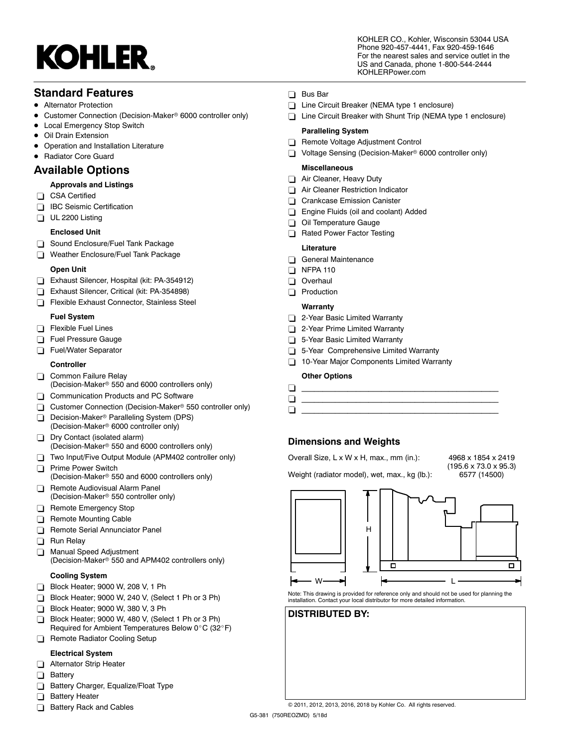KOHLER CO., Kohler, Wisconsin 53044 USA
Phone 920-457-4441, Fax 920-459-1646
For the nearest sales and service outlet in the US and Canada, phone 1-800-544-2444
KOHLERPower.com

## Standard Features

- Alternator Protection
- Customer Connection (Decision-Maker® 6000 controller only)
- Local Emergency Stop Switch
- Oil Drain Extension
- Operation and Installation Literature
- Radiator Core Guard

## Available Options

### Approvals and Listings

- ❑ CSA Certified
- ❑ IBC Seismic Certification
- ❑ UL 2200 Listing

### Enclosed Unit

- ❑ Sound Enclosure/Fuel Tank Package
- ❑ Weather Enclosure/Fuel Tank Package

### Open Unit

- ❑ Exhaust Silencer, Hospital (kit: PA-354912)
- ❑ Exhaust Silencer, Critical (kit: PA-354898)
- ❑ Flexible Exhaust Connector, Stainless Steel

### Fuel System

- ❑ Flexible Fuel Lines
- ❑ Fuel Pressure Gauge
- ❑ Fuel/Water Separator

### Controller

- ❑ Common Failure Relay (Decision-Maker® 550 and 6000 controllers only)
- ❑ Communication Products and PC Software
- ❑ Customer Connection (Decision-Maker® 550 controller only)
- ❑ Decision-Maker® Paralleling System (DPS) (Decision-Maker® 6000 controller only)
- ❑ Dry Contact (isolated alarm) (Decision-Maker® 550 and 6000 controllers only)
- ❑ Two Input/Five Output Module (APM402 controller only)
- ❑ Prime Power Switch (Decision-Maker® 550 and 6000 controllers only)
- ❑ Remote Audiovisual Alarm Panel (Decision-Maker® 550 controller only)
- ❑ Remote Emergency Stop
- ❑ Remote Mounting Cable
- ❑ Remote Serial Annunciator Panel
- ❑ Run Relay
- ❑ Manual Speed Adjustment (Decision-Maker® 550 and APM402 controllers only)

### Cooling System

- ❑ Block Heater; 9000 W, 208 V, 1 Ph
- ❑ Block Heater; 9000 W, 240 V, (Select 1 Ph or 3 Ph)
- ❑ Block Heater; 9000 W, 380 V, 3 Ph
- ❑ Block Heater; 9000 W, 480 V, (Select 1 Ph or 3 Ph) Required for Ambient Temperatures Below 0°C (32°F)
- ❑ Remote Radiator Cooling Setup

### Electrical System

- ❑ Alternator Strip Heater
- ❑ Battery
- ❑ Battery Charger, Equalize/Float Type
- ❑ Battery Heater
- ❑ Battery Rack and Cables
- ❑ Bus Bar
- ❑ Line Circuit Breaker (NEMA type 1 enclosure)
- ❑ Line Circuit Breaker with Shunt Trip (NEMA type 1 enclosure)

### Paralleling System

- ❑ Remote Voltage Adjustment Control
- ❑ Voltage Sensing (Decision-Maker® 6000 controller only)

### Miscellaneous

- ❑ Air Cleaner, Heavy Duty
- ❑ Air Cleaner Restriction Indicator
- ❑ Crankcase Emission Canister
- ❑ Engine Fluids (oil and coolant) Added
- ❑ Oil Temperature Gauge
- ❑ Rated Power Factor Testing

### Literature

- ❑ General Maintenance
- ❑ NFPA 110
- ❑ Overhaul
- ❑ Production

### Warranty

- ❑ 2-Year Basic Limited Warranty
- ❑ 2-Year Prime Limited Warranty
- ❑ 5-Year Basic Limited Warranty
- ❑ 5-Year Comprehensive Limited Warranty
- ❑ 10-Year Major Components Limited Warranty

### Other Options

- ❑ ______________________________________________
- ❑ ______________________________________________
- ❑ ______________________________________________

## Dimensions and Weights

| | |
|---|---|
| Overall Size, L x W x H, max., mm (in.): | 4968 x 1854 x 2419 (195.6 x 73.0 x 95.3) |
| Weight (radiator model), wet, max., kg (lb.): | 6577 (14500) |

H

W

L

Note: This drawing is provided for reference only and should not be used for planning the installation. Contact your local distributor for more detailed information.

**DISTRIBUTED BY:**

© 2011, 2012, 2013, 2016, 2018 by Kohler Co. All rights reserved.

G5-381 (750REOZMD) 5/18d